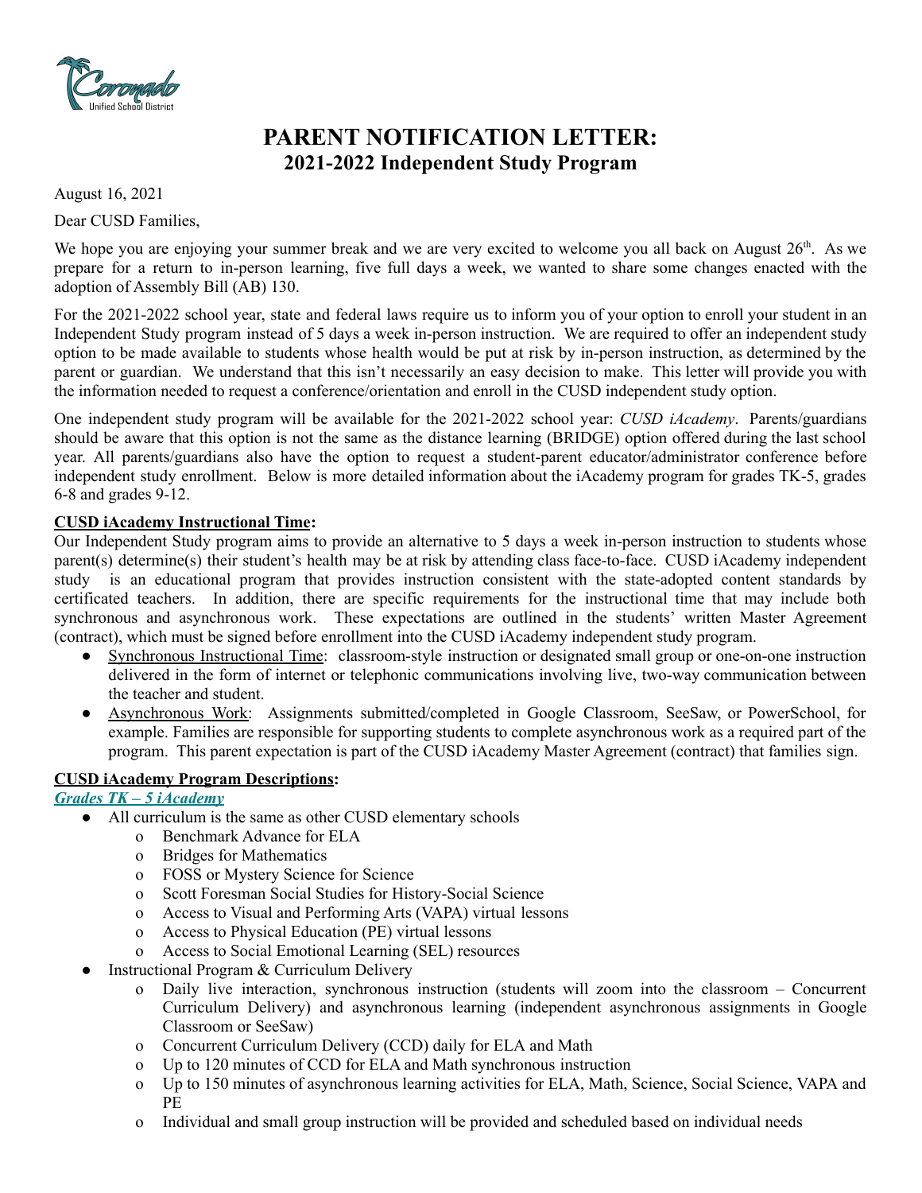# PARENT NOTIFICATION LETTER:
## 2021-2022 Independent Study Program

August 16, 2021

Dear CUSD Families,

We hope you are enjoying your summer break and we are very excited to welcome you all back on August 26th. As we prepare for a return to in-person learning, five full days a week, we wanted to share some changes enacted with the adoption of Assembly Bill (AB) 130.

For the 2021-2022 school year, state and federal laws require us to inform you of your option to enroll your student in an Independent Study program instead of 5 days a week in-person instruction. We are required to offer an independent study option to be made available to students whose health would be put at risk by in-person instruction, as determined by the parent or guardian. We understand that this isn't necessarily an easy decision to make. This letter will provide you with the information needed to request a conference/orientation and enroll in the CUSD independent study option.

One independent study program will be available for the 2021-2022 school year: *CUSD iAcademy*. Parents/guardians should be aware that this option is not the same as the distance learning (BRIDGE) option offered during the last school year. All parents/guardians also have the option to request a student-parent educator/administrator conference before independent study enrollment. Below is more detailed information about the iAcademy program for grades TK-5, grades 6-8 and grades 9-12.

**CUSD iAcademy Instructional Time:**

Our Independent Study program aims to provide an alternative to 5 days a week in-person instruction to students whose parent(s) determine(s) their student's health may be at risk by attending class face-to-face. CUSD iAcademy independent study is an educational program that provides instruction consistent with the state-adopted content standards by certificated teachers. In addition, there are specific requirements for the instructional time that may include both synchronous and asynchronous work. These expectations are outlined in the students' written Master Agreement (contract), which must be signed before enrollment into the CUSD iAcademy independent study program.

- Synchronous Instructional Time: classroom-style instruction or designated small group or one-on-one instruction delivered in the form of internet or telephonic communications involving live, two-way communication between the teacher and student.
- Asynchronous Work: Assignments submitted/completed in Google Classroom, SeeSaw, or PowerSchool, for example. Families are responsible for supporting students to complete asynchronous work as a required part of the program. This parent expectation is part of the CUSD iAcademy Master Agreement (contract) that families sign.

**CUSD iAcademy Program Descriptions:**

***Grades TK – 5 iAcademy***

- All curriculum is the same as other CUSD elementary schools
  - Benchmark Advance for ELA
  - Bridges for Mathematics
  - FOSS or Mystery Science for Science
  - Scott Foresman Social Studies for History-Social Science
  - Access to Visual and Performing Arts (VAPA) virtual lessons
  - Access to Physical Education (PE) virtual lessons
  - Access to Social Emotional Learning (SEL) resources
- Instructional Program & Curriculum Delivery
  - Daily live interaction, synchronous instruction (students will zoom into the classroom – Concurrent Curriculum Delivery) and asynchronous learning (independent asynchronous assignments in Google Classroom or SeeSaw)
  - Concurrent Curriculum Delivery (CCD) daily for ELA and Math
  - Up to 120 minutes of CCD for ELA and Math synchronous instruction
  - Up to 150 minutes of asynchronous learning activities for ELA, Math, Science, Social Science, VAPA and PE
  - Individual and small group instruction will be provided and scheduled based on individual needs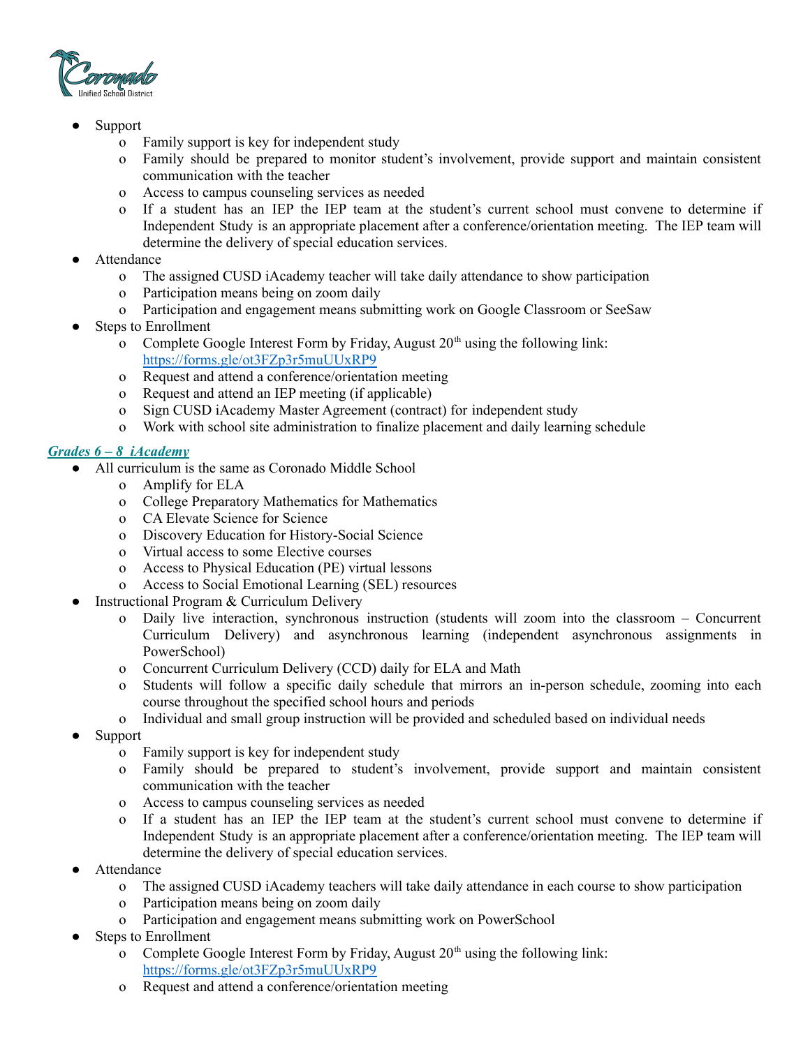- Support
    - Family support is key for independent study
    - Family should be prepared to monitor student's involvement, provide support and maintain consistent communication with the teacher
    - Access to campus counseling services as needed
    - If a student has an IEP the IEP team at the student's current school must convene to determine if Independent Study is an appropriate placement after a conference/orientation meeting. The IEP team will determine the delivery of special education services.
- Attendance
    - The assigned CUSD iAcademy teacher will take daily attendance to show participation
    - Participation means being on zoom daily
    - Participation and engagement means submitting work on Google Classroom or SeeSaw
- Steps to Enrollment
    - Complete Google Interest Form by Friday, August 20th using the following link: [https://forms.gle/ot3FZp3r5muUUxRP9](https://forms.gle/ot3FZp3r5muUUxRP9)
    - Request and attend a conference/orientation meeting
    - Request and attend an IEP meeting (if applicable)
    - Sign CUSD iAcademy Master Agreement (contract) for independent study
    - Work with school site administration to finalize placement and daily learning schedule

***Grades 6 – 8 iAcademy***

- All curriculum is the same as Coronado Middle School
    - Amplify for ELA
    - College Preparatory Mathematics for Mathematics
    - CA Elevate Science for Science
    - Discovery Education for History-Social Science
    - Virtual access to some Elective courses
    - Access to Physical Education (PE) virtual lessons
    - Access to Social Emotional Learning (SEL) resources
- Instructional Program & Curriculum Delivery
    - Daily live interaction, synchronous instruction (students will zoom into the classroom – Concurrent Curriculum Delivery) and asynchronous learning (independent asynchronous assignments in PowerSchool)
    - Concurrent Curriculum Delivery (CCD) daily for ELA and Math
    - Students will follow a specific daily schedule that mirrors an in-person schedule, zooming into each course throughout the specified school hours and periods
    - Individual and small group instruction will be provided and scheduled based on individual needs
- Support
    - Family support is key for independent study
    - Family should be prepared to student's involvement, provide support and maintain consistent communication with the teacher
    - Access to campus counseling services as needed
    - If a student has an IEP the IEP team at the student's current school must convene to determine if Independent Study is an appropriate placement after a conference/orientation meeting. The IEP team will determine the delivery of special education services.
- Attendance
    - The assigned CUSD iAcademy teachers will take daily attendance in each course to show participation
    - Participation means being on zoom daily
    - Participation and engagement means submitting work on PowerSchool
- Steps to Enrollment
    - Complete Google Interest Form by Friday, August 20th using the following link: [https://forms.gle/ot3FZp3r5muUUxRP9](https://forms.gle/ot3FZp3r5muUUxRP9)
    - Request and attend a conference/orientation meeting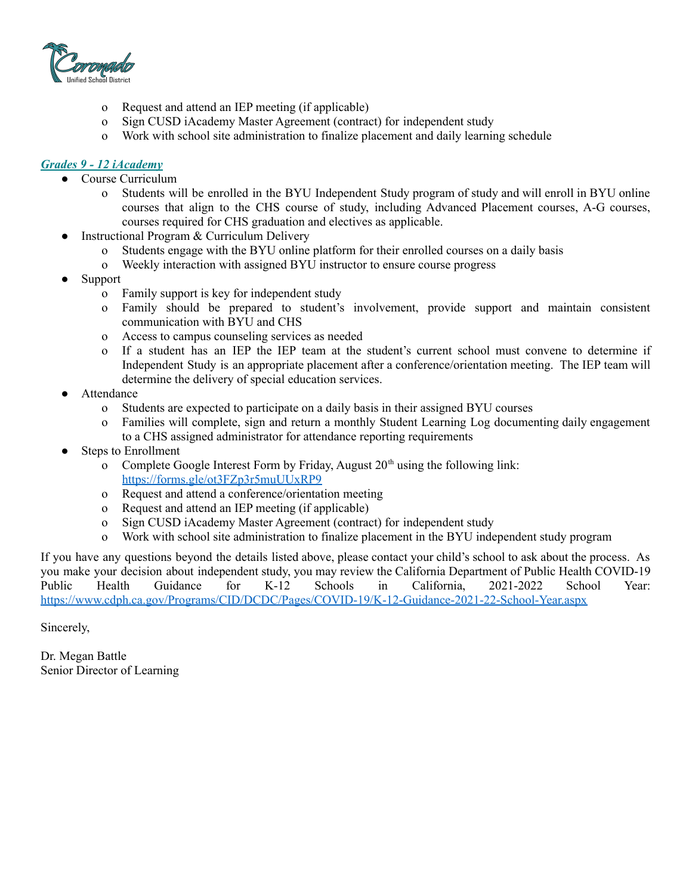- Request and attend an IEP meeting (if applicable)
- Sign CUSD iAcademy Master Agreement (contract) for independent study
- Work with school site administration to finalize placement and daily learning schedule

***Grades 9 - 12 iAcademy***

- Course Curriculum
  - Students will be enrolled in the BYU Independent Study program of study and will enroll in BYU online courses that align to the CHS course of study, including Advanced Placement courses, A-G courses, courses required for CHS graduation and electives as applicable.
- Instructional Program & Curriculum Delivery
  - Students engage with the BYU online platform for their enrolled courses on a daily basis
  - Weekly interaction with assigned BYU instructor to ensure course progress
- Support
  - Family support is key for independent study
  - Family should be prepared to student's involvement, provide support and maintain consistent communication with BYU and CHS
  - Access to campus counseling services as needed
  - If a student has an IEP the IEP team at the student's current school must convene to determine if Independent Study is an appropriate placement after a conference/orientation meeting. The IEP team will determine the delivery of special education services.
- Attendance
  - Students are expected to participate on a daily basis in their assigned BYU courses
  - Families will complete, sign and return a monthly Student Learning Log documenting daily engagement to a CHS assigned administrator for attendance reporting requirements
- Steps to Enrollment
  - Complete Google Interest Form by Friday, August 20th using the following link: https://forms.gle/ot3FZp3r5muUUxRP9
  - Request and attend a conference/orientation meeting
  - Request and attend an IEP meeting (if applicable)
  - Sign CUSD iAcademy Master Agreement (contract) for independent study
  - Work with school site administration to finalize placement in the BYU independent study program

If you have any questions beyond the details listed above, please contact your child's school to ask about the process. As you make your decision about independent study, you may review the California Department of Public Health COVID-19 Public Health Guidance for K-12 Schools in California, 2021-2022 School Year: https://www.cdph.ca.gov/Programs/CID/DCDC/Pages/COVID-19/K-12-Guidance-2021-22-School-Year.aspx

Sincerely,

Dr. Megan Battle
Senior Director of Learning